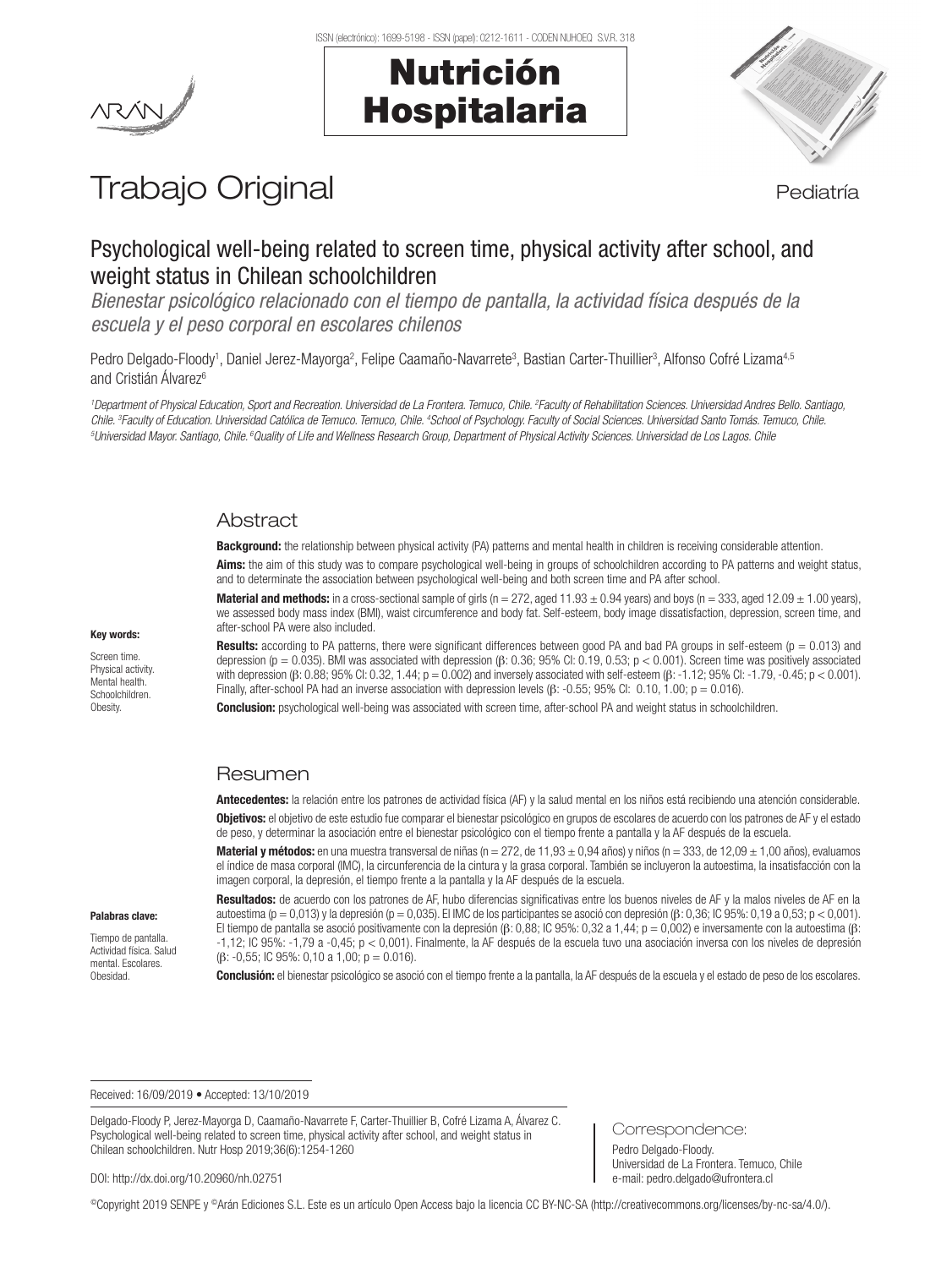Trabajo Original

Pediatría

# Psychological well-being related to screen time, physical activity after school, and weight status in Chilean schoolchildren

*Bienestar psicológico relacionado con el tiempo de pantalla, la actividad física después de la escuela y el peso corporal en escolares chilenos*

Pedro Delgado-Floody[1], Daniel Jerez-Mayorga[2], Felipe Caamaño-Navarrete[3], Bastian Carter-Thuillier[3], Alfonso Cofré Lizama[4,5] and Cristián Álvarez[6]

[1]Department of Physical Education, Sport and Recreation. Universidad de La Frontera. Temuco, Chile. [2]Faculty of Rehabilitation Sciences. Universidad Andres Bello. Santiago, Chile. [3]Faculty of Education. Universidad Católica de Temuco. Temuco, Chile. [4]School of Psychology. Faculty of Social Sciences. Universidad Santo Tomás. Temuco, Chile. [5]Universidad Mayor. Santiago, Chile. [6]Quality of Life and Wellness Research Group, Department of Physical Activity Sciences. Universidad de Los Lagos. Chile

## Abstract

**Key words:** Screen time. Physical activity. Mental health. Schoolchildren. Obesity.

**Background:** the relationship between physical activity (PA) patterns and mental health in children is receiving considerable attention.

**Aims:** the aim of this study was to compare psychological well-being in groups of schoolchildren according to PA patterns and weight status, and to determinate the association between psychological well-being and both screen time and PA after school.

**Material and methods:** in a cross-sectional sample of girls (n = 272, aged 11.93 ± 0.94 years) and boys (n = 333, aged 12.09 ± 1.00 years), we assessed body mass index (BMI), waist circumference and body fat. Self-esteem, body image dissatisfaction, depression, screen time, and after-school PA were also included.

**Results:** according to PA patterns, there were significant differences between good PA and bad PA groups in self-esteem (p = 0.013) and depression (p = 0.035). BMI was associated with depression (β: 0.36; 95% CI: 0.19, 0.53; p < 0.001). Screen time was positively associated with depression (β: 0.88; 95% CI: 0.32, 1.44; p = 0.002) and inversely associated with self-esteem (β: -1.12; 95% CI: -1.79, -0.45; p < 0.001). Finally, after-school PA had an inverse association with depression levels (β: -0.55; 95% CI: 0.10, 1.00; p = 0.016).

**Conclusion:** psychological well-being was associated with screen time, after-school PA and weight status in schoolchildren.

## Resumen

**Palabras clave:** Tiempo de pantalla. Actividad física. Salud mental. Escolares. Obesidad.

**Antecedentes:** la relación entre los patrones de actividad física (AF) y la salud mental en los niños está recibiendo una atención considerable.

**Objetivos:** el objetivo de este estudio fue comparar el bienestar psicológico en grupos de escolares de acuerdo con los patrones de AF y el estado de peso, y determinar la asociación entre el bienestar psicológico con el tiempo frente a pantalla y la AF después de la escuela.

**Material y métodos:** en una muestra transversal de niñas (n = 272, de 11,93 ± 0,94 años) y niños (n = 333, de 12,09 ± 1,00 años), evaluamos el índice de masa corporal (IMC), la circunferencia de la cintura y la grasa corporal. También se incluyeron la autoestima, la insatisfacción con la imagen corporal, la depresión, el tiempo frente a la pantalla y la AF después de la escuela.

**Resultados:** de acuerdo con los patrones de AF, hubo diferencias significativas entre los buenos niveles de AF y la malos niveles de AF en la autoestima (p = 0,013) y la depresión (p = 0,035). El IMC de los participantes se asoció con depresión (β: 0,36; IC 95%: 0,19 a 0,53; p < 0,001). El tiempo de pantalla se asoció positivamente con la depresión (β: 0,88; IC 95%: 0,32 a 1,44; p = 0,002) e inversamente con la autoestima (β: -1,12; IC 95%: -1,79 a -0,45; p < 0,001). Finalmente, la AF después de la escuela tuvo una asociación inversa con los niveles de depresión (β: -0,55; IC 95%: 0,10 a 1,00; p = 0.016).

**Conclusión:** el bienestar psicológico se asoció con el tiempo frente a la pantalla, la AF después de la escuela y el estado de peso de los escolares.

Received: 16/09/2019 • Accepted: 13/10/2019

Delgado-Floody P, Jerez-Mayorga D, Caamaño-Navarrete F, Carter-Thuillier B, Cofré Lizama A, Álvarez C. Psychological well-being related to screen time, physical activity after school, and weight status in Chilean schoolchildren. Nutr Hosp 2019;36(6):1254-1260

DOI: http://dx.doi.org/10.20960/nh.02751

Correspondence:
Pedro Delgado-Floody.
Universidad de La Frontera. Temuco, Chile
e-mail: pedro.delgado@ufrontera.cl

©Copyright 2019 SENPE y ©Arán Ediciones S.L. Este es un artículo Open Access bajo la licencia CC BY-NC-SA (http://creativecommons.org/licenses/by-nc-sa/4.0/).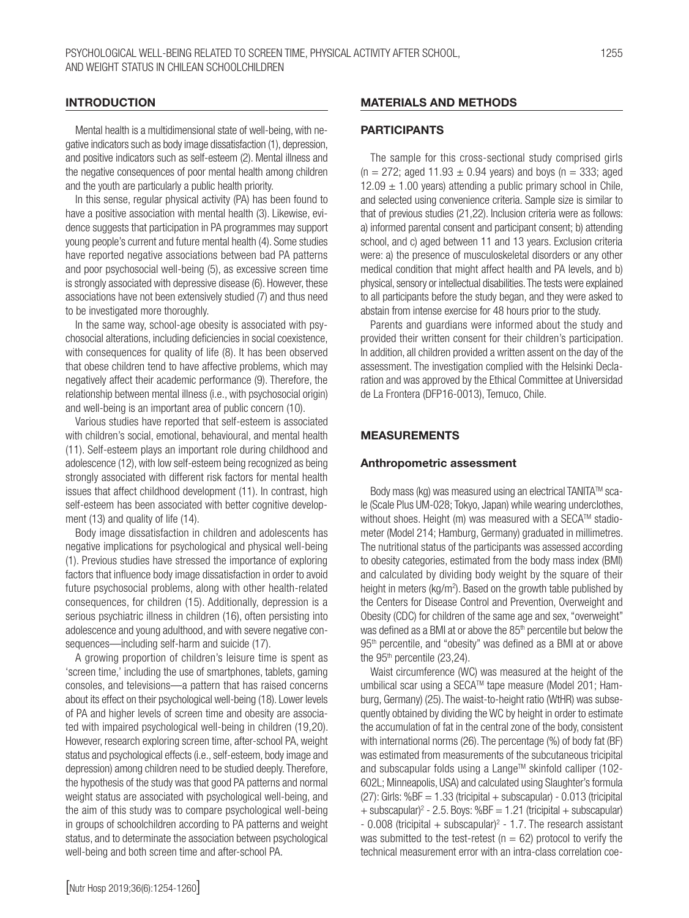## INTRODUCTION

Mental health is a multidimensional state of well-being, with negative indicators such as body image dissatisfaction (1), depression, and positive indicators such as self-esteem (2). Mental illness and the negative consequences of poor mental health among children and the youth are particularly a public health priority.

In this sense, regular physical activity (PA) has been found to have a positive association with mental health (3). Likewise, evidence suggests that participation in PA programmes may support young people's current and future mental health (4). Some studies have reported negative associations between bad PA patterns and poor psychosocial well-being (5), as excessive screen time is strongly associated with depressive disease (6). However, these associations have not been extensively studied (7) and thus need to be investigated more thoroughly.

In the same way, school-age obesity is associated with psychosocial alterations, including deficiencies in social coexistence, with consequences for quality of life (8). It has been observed that obese children tend to have affective problems, which may negatively affect their academic performance (9). Therefore, the relationship between mental illness (i.e., with psychosocial origin) and well-being is an important area of public concern (10).

Various studies have reported that self-esteem is associated with children's social, emotional, behavioural, and mental health (11). Self-esteem plays an important role during childhood and adolescence (12), with low self-esteem being recognized as being strongly associated with different risk factors for mental health issues that affect childhood development (11). In contrast, high self-esteem has been associated with better cognitive development (13) and quality of life (14).

Body image dissatisfaction in children and adolescents has negative implications for psychological and physical well-being (1). Previous studies have stressed the importance of exploring factors that influence body image dissatisfaction in order to avoid future psychosocial problems, along with other health-related consequences, for children (15). Additionally, depression is a serious psychiatric illness in children (16), often persisting into adolescence and young adulthood, and with severe negative consequences—including self-harm and suicide (17).

A growing proportion of children's leisure time is spent as 'screen time,' including the use of smartphones, tablets, gaming consoles, and televisions—a pattern that has raised concerns about its effect on their psychological well-being (18). Lower levels of PA and higher levels of screen time and obesity are associated with impaired psychological well-being in children (19,20). However, research exploring screen time, after-school PA, weight status and psychological effects (i.e., self-esteem, body image and depression) among children need to be studied deeply. Therefore, the hypothesis of the study was that good PA patterns and normal weight status are associated with psychological well-being, and the aim of this study was to compare psychological well-being in groups of schoolchildren according to PA patterns and weight status, and to determinate the association between psychological well-being and both screen time and after-school PA.

## MATERIALS AND METHODS

### PARTICIPANTS

The sample for this cross-sectional study comprised girls ($n = 272$; aged $11.93 \pm 0.94$ years) and boys ($n = 333$; aged $12.09 \pm 1.00$ years) attending a public primary school in Chile, and selected using convenience criteria. Sample size is similar to that of previous studies (21,22). Inclusion criteria were as follows: a) informed parental consent and participant consent; b) attending school, and c) aged between 11 and 13 years. Exclusion criteria were: a) the presence of musculoskeletal disorders or any other medical condition that might affect health and PA levels, and b) physical, sensory or intellectual disabilities. The tests were explained to all participants before the study began, and they were asked to abstain from intense exercise for 48 hours prior to the study.

Parents and guardians were informed about the study and provided their written consent for their children's participation. In addition, all children provided a written assent on the day of the assessment. The investigation complied with the Helsinki Declaration and was approved by the Ethical Committee at Universidad de La Frontera (DFP16-0013), Temuco, Chile.

## MEASUREMENTS

### Anthropometric assessment

Body mass (kg) was measured using an electrical TANITA™ scale (Scale Plus UM-028; Tokyo, Japan) while wearing underclothes, without shoes. Height (m) was measured with a SECA™ stadiometer (Model 214; Hamburg, Germany) graduated in millimetres. The nutritional status of the participants was assessed according to obesity categories, estimated from the body mass index (BMI) and calculated by dividing body weight by the square of their height in meters ($kg/m^2$). Based on the growth table published by the Centers for Disease Control and Prevention, Overweight and Obesity (CDC) for children of the same age and sex, "overweight" was defined as a BMI at or above the $85^{th}$ percentile but below the $95^{th}$ percentile, and "obesity" was defined as a BMI at or above the $95^{th}$ percentile (23,24).

Waist circumference (WC) was measured at the height of the umbilical scar using a SECA™ tape measure (Model 201; Hamburg, Germany) (25). The waist-to-height ratio (WtHR) was subsequently obtained by dividing the WC by height in order to estimate the accumulation of fat in the central zone of the body, consistent with international norms (26). The percentage (%) of body fat (BF) was estimated from measurements of the subcutaneous tricipital and subscapular folds using a Lange™ skinfold calliper (102-602L; Minneapolis, USA) and calculated using Slaughter's formula (27): Girls: $\%BF = 1.33 \text{ (tricipital + subscapular)} - 0.013 \text{ (tricipital + subscapular)}^2 - 2.5$. Boys: $\%BF = 1.21 \text{ (tricipital + subscapular)} - 0.008 \text{ (tricipital + subscapular)}^2 - 1.7$. The research assistant was submitted to the test-retest ($n = 62$) protocol to verify the technical measurement error with an intra-class correlation coe-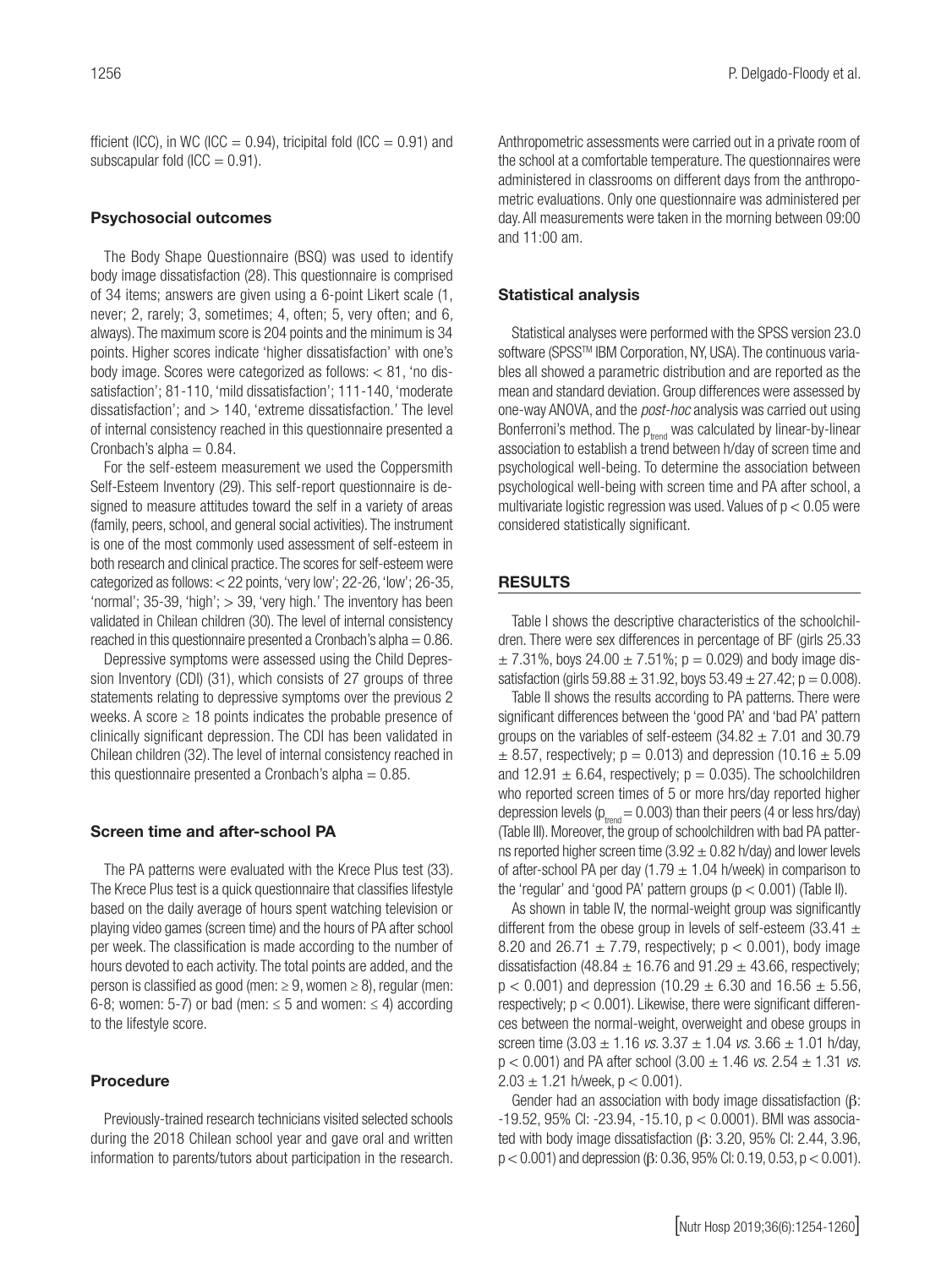fficient (ICC), in WC (ICC = 0.94), tricipital fold (ICC = 0.91) and subscapular fold (ICC = 0.91).

### Psychosocial outcomes

The Body Shape Questionnaire (BSQ) was used to identify body image dissatisfaction (28). This questionnaire is comprised of 34 items; answers are given using a 6-point Likert scale (1, never; 2, rarely; 3, sometimes; 4, often; 5, very often; and 6, always). The maximum score is 204 points and the minimum is 34 points. Higher scores indicate 'higher dissatisfaction' with one's body image. Scores were categorized as follows: < 81, 'no dissatisfaction'; 81-110, 'mild dissatisfaction'; 111-140, 'moderate dissatisfaction'; and > 140, 'extreme dissatisfaction.' The level of internal consistency reached in this questionnaire presented a Cronbach's alpha = 0.84.

For the self-esteem measurement we used the Coppersmith Self-Esteem Inventory (29). This self-report questionnaire is designed to measure attitudes toward the self in a variety of areas (family, peers, school, and general social activities). The instrument is one of the most commonly used assessment of self-esteem in both research and clinical practice. The scores for self-esteem were categorized as follows: < 22 points, 'very low'; 22-26, 'low'; 26-35, 'normal'; 35-39, 'high'; > 39, 'very high.' The inventory has been validated in Chilean children (30). The level of internal consistency reached in this questionnaire presented a Cronbach's alpha = 0.86.

Depressive symptoms were assessed using the Child Depression Inventory (CDI) (31), which consists of 27 groups of three statements relating to depressive symptoms over the previous 2 weeks. A score ≥ 18 points indicates the probable presence of clinically significant depression. The CDI has been validated in Chilean children (32). The level of internal consistency reached in this questionnaire presented a Cronbach's alpha = 0.85.

### Screen time and after-school PA

The PA patterns were evaluated with the Krece Plus test (33). The Krece Plus test is a quick questionnaire that classifies lifestyle based on the daily average of hours spent watching television or playing video games (screen time) and the hours of PA after school per week. The classification is made according to the number of hours devoted to each activity. The total points are added, and the person is classified as good (men: ≥ 9, women ≥ 8), regular (men: 6-8; women: 5-7) or bad (men: ≤ 5 and women: ≤ 4) according to the lifestyle score.

### Procedure

Previously-trained research technicians visited selected schools during the 2018 Chilean school year and gave oral and written information to parents/tutors about participation in the research. Anthropometric assessments were carried out in a private room of the school at a comfortable temperature. The questionnaires were administered in classrooms on different days from the anthropometric evaluations. Only one questionnaire was administered per day. All measurements were taken in the morning between 09:00 and 11:00 am.

### Statistical analysis

Statistical analyses were performed with the SPSS version 23.0 software (SPSS™ IBM Corporation, NY, USA). The continuous variables all showed a parametric distribution and are reported as the mean and standard deviation. Group differences were assessed by one-way ANOVA, and the *post-hoc* analysis was carried out using Bonferroni's method. The $p_{trend}$ was calculated by linear-by-linear association to establish a trend between h/day of screen time and psychological well-being. To determine the association between psychological well-being with screen time and PA after school, a multivariate logistic regression was used. Values of $p < 0.05$ were considered statistically significant.

## RESULTS

Table I shows the descriptive characteristics of the schoolchildren. There were sex differences in percentage of BF (girls 25.33 ± 7.31%, boys 24.00 ± 7.51%; p = 0.029) and body image dissatisfaction (girls 59.88 ± 31.92, boys 53.49 ± 27.42; p = 0.008).

Table II shows the results according to PA patterns. There were significant differences between the 'good PA' and 'bad PA' pattern groups on the variables of self-esteem (34.82 ± 7.01 and 30.79 ± 8.57, respectively; p = 0.013) and depression (10.16 ± 5.09 and 12.91 ± 6.64, respectively; p = 0.035). The schoolchildren who reported screen times of 5 or more hrs/day reported higher depression levels ($p_{trend} = 0.003$) than their peers (4 or less hrs/day) (Table III). Moreover, the group of schoolchildren with bad PA patterns reported higher screen time (3.92 ± 0.82 h/day) and lower levels of after-school PA per day (1.79 ± 1.04 h/week) in comparison to the 'regular' and 'good PA' pattern groups (p < 0.001) (Table II).

As shown in table IV, the normal-weight group was significantly different from the obese group in levels of self-esteem (33.41 ± 8.20 and 26.71 ± 7.79, respectively; p < 0.001), body image dissatisfaction (48.84 ± 16.76 and 91.29 ± 43.66, respectively; p < 0.001) and depression (10.29 ± 6.30 and 16.56 ± 5.56, respectively; p < 0.001). Likewise, there were significant differences between the normal-weight, overweight and obese groups in screen time (3.03 ± 1.16 *vs.* 3.37 ± 1.04 *vs.* 3.66 ± 1.01 h/day, p < 0.001) and PA after school (3.00 ± 1.46 *vs.* 2.54 ± 1.31 *vs.* 2.03 ± 1.21 h/week, p < 0.001).

Gender had an association with body image dissatisfaction (β: -19.52, 95% CI: -23.94, -15.10, p < 0.0001). BMI was associated with body image dissatisfaction (β: 3.20, 95% CI: 2.44, 3.96, p < 0.001) and depression (β: 0.36, 95% CI: 0.19, 0.53, p < 0.001).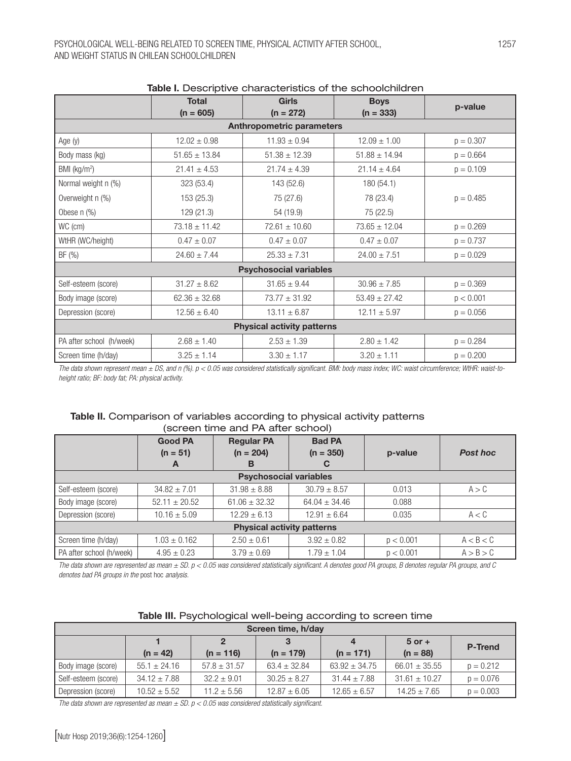**Table I.** Descriptive characteristics of the schoolchildren

| | Total (n = 605) | Girls (n = 272) | Boys (n = 333) | p-value |
|---|---|---|---|---|
| **Anthropometric parameters** | | | | |
| Age (y) | 12.02 ± 0.98 | 11.93 ± 0.94 | 12.09 ± 1.00 | p = 0.307 |
| Body mass (kg) | 51.65 ± 13.84 | 51.38 ± 12.39 | 51.88 ± 14.94 | p = 0.664 |
| BMI (kg/m$^2$) | 21.41 ± 4.53 | 21.74 ± 4.39 | 21.14 ± 4.64 | p = 0.109 |
| Normal weight n (%) | 323 (53.4) | 143 (52.6) | 180 (54.1) | |
| Overweight n (%) | 153 (25.3) | 75 (27.6) | 78 (23.4) | p = 0.485 |
| Obese n (%) | 129 (21.3) | 54 (19.9) | 75 (22.5) | |
| WC (cm) | 73.18 ± 11.42 | 72.61 ± 10.60 | 73.65 ± 12.04 | p = 0.269 |
| WtHR (WC/height) | 0.47 ± 0.07 | 0.47 ± 0.07 | 0.47 ± 0.07 | p = 0.737 |
| BF (%) | 24.60 ± 7.44 | 25.33 ± 7.31 | 24.00 ± 7.51 | p = 0.029 |
| **Psychosocial variables** | | | | |
| Self-esteem (score) | 31.27 ± 8.62 | 31.65 ± 9.44 | 30.96 ± 7.85 | p = 0.369 |
| Body image (score) | 62.36 ± 32.68 | 73.77 ± 31.92 | 53.49 ± 27.42 | p < 0.001 |
| Depression (score) | 12.56 ± 6.40 | 13.11 ± 6.87 | 12.11 ± 5.97 | p = 0.056 |
| **Physical activity patterns** | | | | |
| PA after school (h/week) | 2.68 ± 1.40 | 2.53 ± 1.39 | 2.80 ± 1.42 | p = 0.284 |
| Screen time (h/day) | 3.25 ± 1.14 | 3.30 ± 1.17 | 3.20 ± 1.11 | p = 0.200 |

*The data shown represent mean ± DS, and n (%). p < 0.05 was considered statistically significant. BMI: body mass index; WC: waist circumference; WtHR: waist-to-height ratio; BF: body fat; PA: physical activity.*

**Table II.** Comparison of variables according to physical activity patterns (screen time and PA after school)

| | Good PA (n = 51) A | Regular PA (n = 204) B | Bad PA (n = 350) C | p-value | *Post hoc* |
|---|---|---|---|---|---|
| **Psychosocial variables** | | | | | |
| Self-esteem (score) | 34.82 ± 7.01 | 31.98 ± 8.88 | 30.79 ± 8.57 | 0.013 | A > C |
| Body image (score) | 52.11 ± 20.52 | 61.06 ± 32.32 | 64.04 ± 34.46 | 0.088 | |
| Depression (score) | 10.16 ± 5.09 | 12.29 ± 6.13 | 12.91 ± 6.64 | 0.035 | A < C |
| **Physical activity patterns** | | | | | |
| Screen time (h/day) | 1.03 ± 0.162 | 2.50 ± 0.61 | 3.92 ± 0.82 | p < 0.001 | A < B < C |
| PA after school (h/week) | 4.95 ± 0.23 | 3.79 ± 0.69 | 1.79 ± 1.04 | p < 0.001 | A > B > C |

*The data shown are represented as mean ± SD. p < 0.05 was considered statistically significant. A denotes good PA groups, B denotes regular PA groups, and C denotes bad PA groups in the* post hoc *analysis.*

**Table III.** Psychological well-being according to screen time

| | Screen time, h/day | | | | | |
|---|---|---|---|---|---|---|
| | 1 (n = 42) | 2 (n = 116) | 3 (n = 179) | 4 (n = 171) | 5 or + (n = 88) | P-Trend |
| Body image (score) | 55.1 ± 24.16 | 57.8 ± 31.57 | 63.4 ± 32.84 | 63.92 ± 34.75 | 66.01 ± 35.55 | p = 0.212 |
| Self-esteem (score) | 34.12 ± 7.88 | 32.2 ± 9.01 | 30.25 ± 8.27 | 31.44 ± 7.88 | 31.61 ± 10.27 | p = 0.076 |
| Depression (score) | 10.52 ± 5.52 | 11.2 ± 5.56 | 12.87 ± 6.05 | 12.65 ± 6.57 | 14.25 ± 7.65 | p = 0.003 |

*The data shown are represented as mean ± SD. p < 0.05 was considered statistically significant.*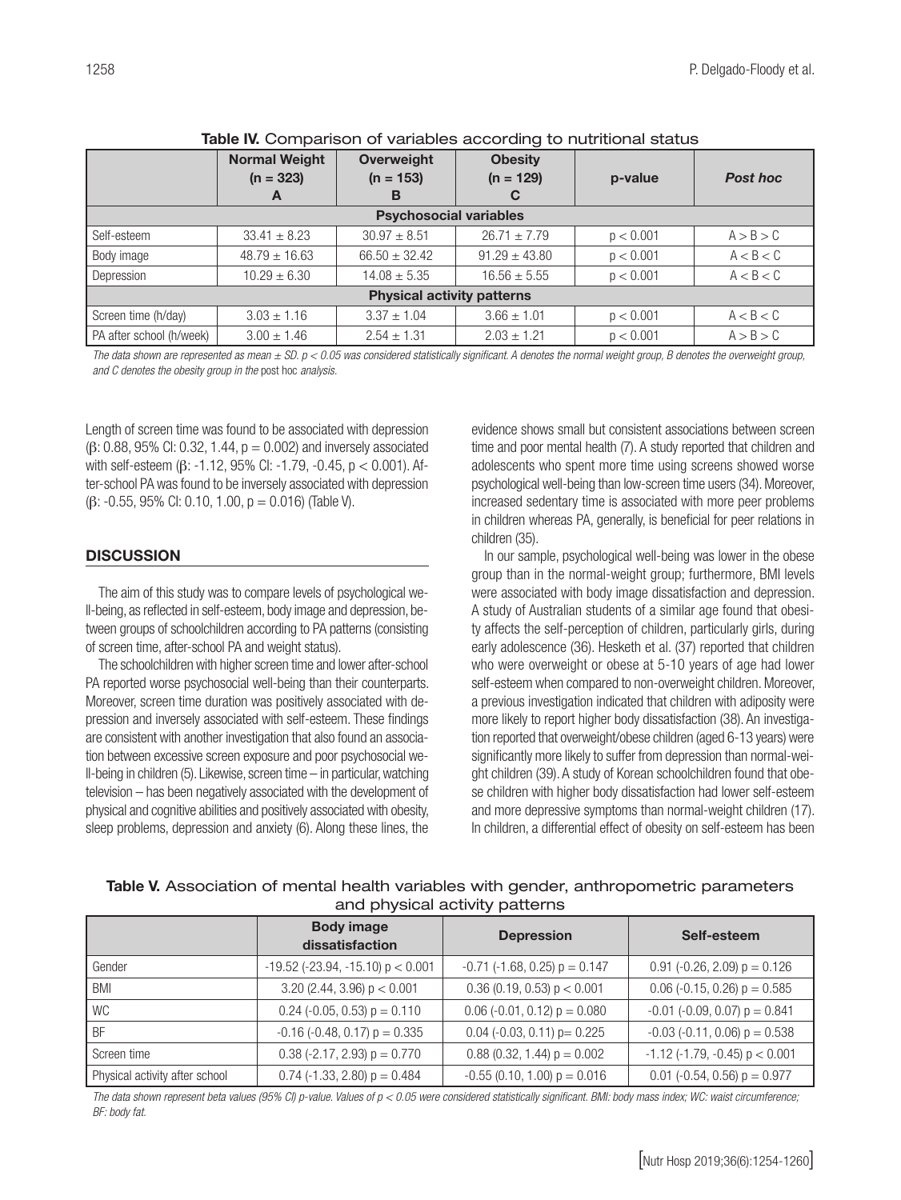**Table IV.** Comparison of variables according to nutritional status

| | Normal Weight (n = 323) A | Overweight (n = 153) B | Obesity (n = 129) C | p-value | *Post hoc* |
|---|---|---|---|---|---|
| **Psychosocial variables** | | | | | |
| Self-esteem | 33.41 ± 8.23 | 30.97 ± 8.51 | 26.71 ± 7.79 | $p < 0.001$ | A > B > C |
| Body image | 48.79 ± 16.63 | 66.50 ± 32.42 | 91.29 ± 43.80 | $p < 0.001$ | A < B < C |
| Depression | 10.29 ± 6.30 | 14.08 ± 5.35 | 16.56 ± 5.55 | $p < 0.001$ | A < B < C |
| **Physical activity patterns** | | | | | |
| Screen time (h/day) | 3.03 ± 1.16 | 3.37 ± 1.04 | 3.66 ± 1.01 | $p < 0.001$ | A < B < C |
| PA after school (h/week) | 3.00 ± 1.46 | 2.54 ± 1.31 | 2.03 ± 1.21 | $p < 0.001$ | A > B > C |

*The data shown are represented as mean ± SD. $p < 0.05$ was considered statistically significant. A denotes the normal weight group, B denotes the overweight group, and C denotes the obesity group in the* post hoc *analysis.*

Length of screen time was found to be associated with depression (β: 0.88, 95% CI: 0.32, 1.44, $p = 0.002$) and inversely associated with self-esteem (β: -1.12, 95% CI: -1.79, -0.45, $p < 0.001$). After-school PA was found to be inversely associated with depression (β: -0.55, 95% CI: 0.10, 1.00, $p = 0.016$) (Table V).

## DISCUSSION

The aim of this study was to compare levels of psychological well-being, as reflected in self-esteem, body image and depression, between groups of schoolchildren according to PA patterns (consisting of screen time, after-school PA and weight status).

The schoolchildren with higher screen time and lower after-school PA reported worse psychosocial well-being than their counterparts. Moreover, screen time duration was positively associated with depression and inversely associated with self-esteem. These findings are consistent with another investigation that also found an association between excessive screen exposure and poor psychosocial well-being in children (5). Likewise, screen time – in particular, watching television – has been negatively associated with the development of physical and cognitive abilities and positively associated with obesity, sleep problems, depression and anxiety (6). Along these lines, the evidence shows small but consistent associations between screen time and poor mental health (7). A study reported that children and adolescents who spent more time using screens showed worse psychological well-being than low-screen time users (34). Moreover, increased sedentary time is associated with more peer problems in children whereas PA, generally, is beneficial for peer relations in children (35).

In our sample, psychological well-being was lower in the obese group than in the normal-weight group; furthermore, BMI levels were associated with body image dissatisfaction and depression. A study of Australian students of a similar age found that obesity affects the self-perception of children, particularly girls, during early adolescence (36). Hesketh et al. (37) reported that children who were overweight or obese at 5-10 years of age had lower self-esteem when compared to non-overweight children. Moreover, a previous investigation indicated that children with adiposity were more likely to report higher body dissatisfaction (38). An investigation reported that overweight/obese children (aged 6-13 years) were significantly more likely to suffer from depression than normal-weight children (39). A study of Korean schoolchildren found that obese children with higher body dissatisfaction had lower self-esteem and more depressive symptoms than normal-weight children (17). In children, a differential effect of obesity on self-esteem has been

**Table V.** Association of mental health variables with gender, anthropometric parameters and physical activity patterns

| | Body image dissatisfaction | Depression | Self-esteem |
|---|---|---|---|
| Gender | -19.52 (-23.94, -15.10) $p < 0.001$ | -0.71 (-1.68, 0.25) $p = 0.147$ | 0.91 (-0.26, 2.09) $p = 0.126$ |
| BMI | 3.20 (2.44, 3.96) $p < 0.001$ | 0.36 (0.19, 0.53) $p < 0.001$ | 0.06 (-0.15, 0.26) $p = 0.585$ |
| WC | 0.24 (-0.05, 0.53) $p = 0.110$ | 0.06 (-0.01, 0.12) $p = 0.080$ | -0.01 (-0.09, 0.07) $p = 0.841$ |
| BF | -0.16 (-0.48, 0.17) $p = 0.335$ | 0.04 (-0.03, 0.11) $p = 0.225$ | -0.03 (-0.11, 0.06) $p = 0.538$ |
| Screen time | 0.38 (-2.17, 2.93) $p = 0.770$ | 0.88 (0.32, 1.44) $p = 0.002$ | -1.12 (-1.79, -0.45) $p < 0.001$ |
| Physical activity after school | 0.74 (-1.33, 2.80) $p = 0.484$ | -0.55 (0.10, 1.00) $p = 0.016$ | 0.01 (-0.54, 0.56) $p = 0.977$ |

*The data shown represent beta values (95% CI) p-value. Values of $p < 0.05$ were considered statistically significant. BMI: body mass index; WC: waist circumference; BF: body fat.*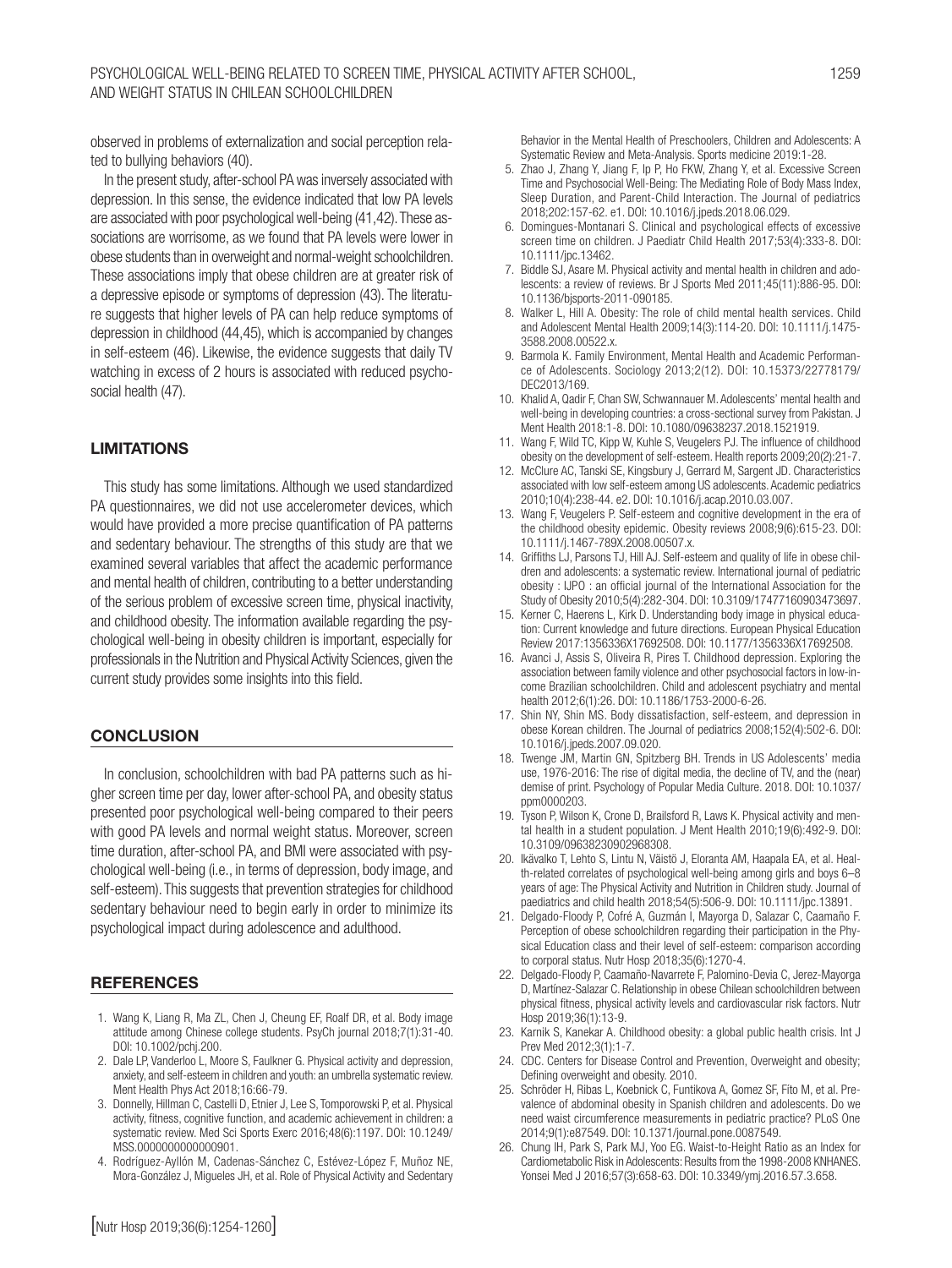observed in problems of externalization and social perception related to bullying behaviors (40).

In the present study, after-school PA was inversely associated with depression. In this sense, the evidence indicated that low PA levels are associated with poor psychological well-being (41,42). These associations are worrisome, as we found that PA levels were lower in obese students than in overweight and normal-weight schoolchildren. These associations imply that obese children are at greater risk of a depressive episode or symptoms of depression (43). The literature suggests that higher levels of PA can help reduce symptoms of depression in childhood (44,45), which is accompanied by changes in self-esteem (46). Likewise, the evidence suggests that daily TV watching in excess of 2 hours is associated with reduced psychosocial health (47).

## LIMITATIONS

This study has some limitations. Although we used standardized PA questionnaires, we did not use accelerometer devices, which would have provided a more precise quantification of PA patterns and sedentary behaviour. The strengths of this study are that we examined several variables that affect the academic performance and mental health of children, contributing to a better understanding of the serious problem of excessive screen time, physical inactivity, and childhood obesity. The information available regarding the psychological well-being in obesity children is important, especially for professionals in the Nutrition and Physical Activity Sciences, given the current study provides some insights into this field.

## CONCLUSION

In conclusion, schoolchildren with bad PA patterns such as higher screen time per day, lower after-school PA, and obesity status presented poor psychological well-being compared to their peers with good PA levels and normal weight status. Moreover, screen time duration, after-school PA, and BMI were associated with psychological well-being (i.e., in terms of depression, body image, and self-esteem). This suggests that prevention strategies for childhood sedentary behaviour need to begin early in order to minimize its psychological impact during adolescence and adulthood.

## REFERENCES

1. Wang K, Liang R, Ma ZL, Chen J, Cheung EF, Roalf DR, et al. Body image attitude among Chinese college students. PsyCh journal 2018;7(1):31-40. DOI: 10.1002/pchj.200.
2. Dale LP, Vanderloo L, Moore S, Faulkner G. Physical activity and depression, anxiety, and self-esteem in children and youth: an umbrella systematic review. Ment Health Phys Act 2018;16:66-79.
3. Donnelly, Hillman C, Castelli D, Etnier J, Lee S, Tomporowski P, et al. Physical activity, fitness, cognitive function, and academic achievement in children: a systematic review. Med Sci Sports Exerc 2016;48(6):1197. DOI: 10.1249/MSS.0000000000000901.
4. Rodríguez-Ayllón M, Cadenas-Sánchez C, Estévez-López F, Muñoz NE, Mora-González J, Migueles JH, et al. Role of Physical Activity and Sedentary Behavior in the Mental Health of Preschoolers, Children and Adolescents: A Systematic Review and Meta-Analysis. Sports medicine 2019:1-28.
5. Zhao J, Zhang Y, Jiang F, Ip P, Ho FKW, Zhang Y, et al. Excessive Screen Time and Psychosocial Well-Being: The Mediating Role of Body Mass Index, Sleep Duration, and Parent-Child Interaction. The Journal of pediatrics 2018;202:157-62. e1. DOI: 10.1016/j.jpeds.2018.06.029.
6. Domingues-Montanari S. Clinical and psychological effects of excessive screen time on children. J Paediatr Child Health 2017;53(4):333-8. DOI: 10.1111/jpc.13462.
7. Biddle SJ, Asare M. Physical activity and mental health in children and adolescents: a review of reviews. Br J Sports Med 2011;45(11):886-95. DOI: 10.1136/bjsports-2011-090185.
8. Walker L, Hill A. Obesity: The role of child mental health services. Child and Adolescent Mental Health 2009;14(3):114-20. DOI: 10.1111/j.1475-3588.2008.00522.x.
9. Barmola K. Family Environment, Mental Health and Academic Performance of Adolescents. Sociology 2013;2(12). DOI: 10.15373/22778179/DEC2013/169.
10. Khalid A, Qadir F, Chan SW, Schwannauer M. Adolescents' mental health and well-being in developing countries: a cross-sectional survey from Pakistan. J Ment Health 2018:1-8. DOI: 10.1080/09638237.2018.1521919.
11. Wang F, Wild TC, Kipp W, Kuhle S, Veugelers PJ. The influence of childhood obesity on the development of self-esteem. Health reports 2009;20(2):21-7.
12. McClure AC, Tanski SE, Kingsbury J, Gerrard M, Sargent JD. Characteristics associated with low self-esteem among US adolescents. Academic pediatrics 2010;10(4):238-44. e2. DOI: 10.1016/j.acap.2010.03.007.
13. Wang F, Veugelers P. Self-esteem and cognitive development in the era of the childhood obesity epidemic. Obesity reviews 2008;9(6):615-23. DOI: 10.1111/j.1467-789X.2008.00507.x.
14. Griffiths LJ, Parsons TJ, Hill AJ. Self-esteem and quality of life in obese children and adolescents: a systematic review. International journal of pediatric obesity : IJPO : an official journal of the International Association for the Study of Obesity 2010;5(4):282-304. DOI: 10.3109/17477160903473697.
15. Kerner C, Haerens L, Kirk D. Understanding body image in physical education: Current knowledge and future directions. European Physical Education Review 2017:1356336X17692508. DOI: 10.1177/1356336X17692508.
16. Avanci J, Assis S, Oliveira R, Pires T. Childhood depression. Exploring the association between family violence and other psychosocial factors in low-income Brazilian schoolchildren. Child and adolescent psychiatry and mental health 2012;6(1):26. DOI: 10.1186/1753-2000-6-26.
17. Shin NY, Shin MS. Body dissatisfaction, self-esteem, and depression in obese Korean children. The Journal of pediatrics 2008;152(4):502-6. DOI: 10.1016/j.jpeds.2007.09.020.
18. Twenge JM, Martin GN, Spitzberg BH. Trends in US Adolescents' media use, 1976-2016: The rise of digital media, the decline of TV, and the (near) demise of print. Psychology of Popular Media Culture. 2018. DOI: 10.1037/ppm0000203.
19. Tyson P, Wilson K, Crone D, Brailsford R, Laws K. Physical activity and mental health in a student population. J Ment Health 2010;19(6):492-9. DOI: 10.3109/09638230902968308.
20. Ikävalko T, Lehto S, Lintu N, Väistö J, Eloranta AM, Haapala EA, et al. Health-related correlates of psychological well-being among girls and boys 6–8 years of age: The Physical Activity and Nutrition in Children study. Journal of paediatrics and child health 2018;54(5):506-9. DOI: 10.1111/jpc.13891.
21. Delgado-Floody P, Cofré A, Guzmán I, Mayorga D, Salazar C, Caamaño F. Perception of obese schoolchildren regarding their participation in the Physical Education class and their level of self-esteem: comparison according to corporal status. Nutr Hosp 2018;35(6):1270-4.
22. Delgado-Floody P, Caamaño-Navarrete F, Palomino-Devia C, Jerez-Mayorga D, Martínez-Salazar C. Relationship in obese Chilean schoolchildren between physical fitness, physical activity levels and cardiovascular risk factors. Nutr Hosp 2019;36(1):13-9.
23. Karnik S, Kanekar A. Childhood obesity: a global public health crisis. Int J Prev Med 2012;3(1):1-7.
24. CDC. Centers for Disease Control and Prevention, Overweight and obesity; Defining overweight and obesity. 2010.
25. Schröder H, Ribas L, Koebnick C, Funtikova A, Gomez SF, Fito M, et al. Prevalence of abdominal obesity in Spanish children and adolescents. Do we need waist circumference measurements in pediatric practice? PLoS One 2014;9(1):e87549. DOI: 10.1371/journal.pone.0087549.
26. Chung IH, Park S, Park MJ, Yoo EG. Waist-to-Height Ratio as an Index for Cardiometabolic Risk in Adolescents: Results from the 1998-2008 KNHANES. Yonsei Med J 2016;57(3):658-63. DOI: 10.3349/ymj.2016.57.3.658.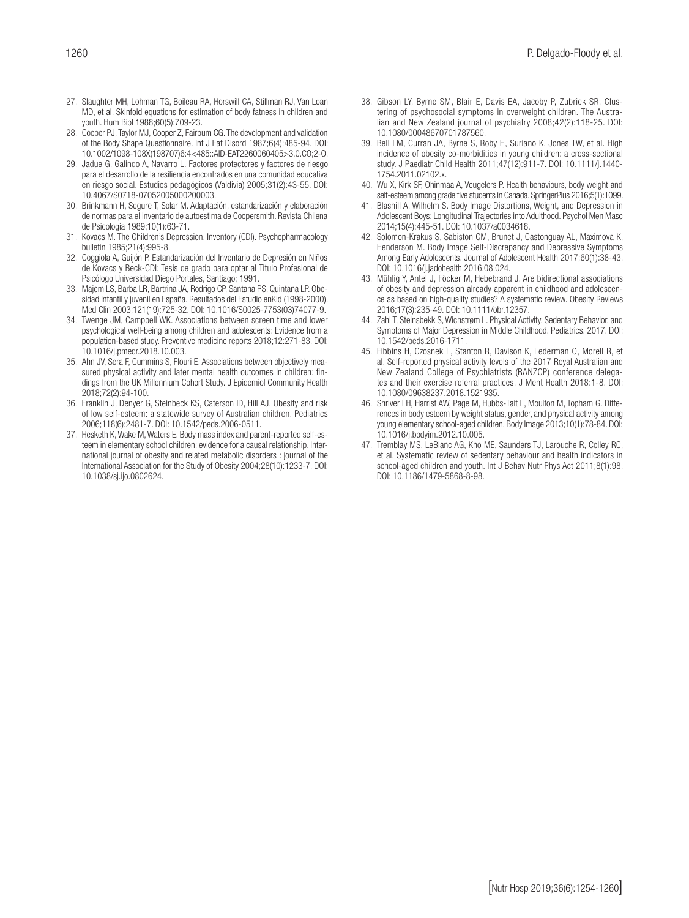27. Slaughter MH, Lohman TG, Boileau RA, Horswill CA, Stillman RJ, Van Loan MD, et al. Skinfold equations for estimation of body fatness in children and youth. Hum Biol 1988;60(5):709-23.
28. Cooper PJ, Taylor MJ, Cooper Z, Fairbum CG. The development and validation of the Body Shape Questionnaire. Int J Eat Disord 1987;6(4):485-94. DOI: 10.1002/1098-108X(198707)6:4<485::AID-EAT2260060405>3.0.CO;2-O.
29. Jadue G, Galindo A, Navarro L. Factores protectores y factores de riesgo para el desarrollo de la resiliencia encontrados en una comunidad educativa en riesgo social. Estudios pedagógicos (Valdivia) 2005;31(2):43-55. DOI: 10.4067/S0718-07052005000200003.
30. Brinkmann H, Segure T, Solar M. Adaptación, estandarización y elaboración de normas para el inventario de autoestima de Coopersmith. Revista Chilena de Psicología 1989;10(1):63-71.
31. Kovacs M. The Children's Depression, Inventory (CDI). Psychopharmacology bulletin 1985;21(4):995-8.
32. Coggiola A, Guijón P. Estandarización del Inventario de Depresión en Niños de Kovacs y Beck-CDI: Tesis de grado para optar al Título Profesional de Psicólogo Universidad Diego Portales, Santiago; 1991.
33. Majem LS, Barba LR, Bartrina JA, Rodrigo CP, Santana PS, Quintana LP. Obesidad infantil y juvenil en España. Resultados del Estudio enKid (1998-2000). Med Clin 2003;121(19):725-32. DOI: 10.1016/S0025-7753(03)74077-9.
34. Twenge JM, Campbell WK. Associations between screen time and lower psychological well-being among children and adolescents: Evidence from a population-based study. Preventive medicine reports 2018;12:271-83. DOI: 10.1016/j.pmedr.2018.10.003.
35. Ahn JV, Sera F, Cummins S, Flouri E. Associations between objectively measured physical activity and later mental health outcomes in children: findings from the UK Millennium Cohort Study. J Epidemiol Community Health 2018;72(2):94-100.
36. Franklin J, Denyer G, Steinbeck KS, Caterson ID, Hill AJ. Obesity and risk of low self-esteem: a statewide survey of Australian children. Pediatrics 2006;118(6):2481-7. DOI: 10.1542/peds.2006-0511.
37. Hesketh K, Wake M, Waters E. Body mass index and parent-reported self-esteem in elementary school children: evidence for a causal relationship. International journal of obesity and related metabolic disorders : journal of the International Association for the Study of Obesity 2004;28(10):1233-7. DOI: 10.1038/sj.ijo.0802624.
38. Gibson LY, Byrne SM, Blair E, Davis EA, Jacoby P, Zubrick SR. Clustering of psychosocial symptoms in overweight children. The Australian and New Zealand journal of psychiatry 2008;42(2):118-25. DOI: 10.1080/00048670701787560.
39. Bell LM, Curran JA, Byrne S, Roby H, Suriano K, Jones TW, et al. High incidence of obesity co-morbidities in young children: a cross-sectional study. J Paediatr Child Health 2011;47(12):911-7. DOI: 10.1111/j.1440-1754.2011.02102.x.
40. Wu X, Kirk SF, Ohinmaa A, Veugelers P. Health behaviours, body weight and self-esteem among grade five students in Canada. SpringerPlus 2016;5(1):1099.
41. Blashill A, Wilhelm S. Body Image Distortions, Weight, and Depression in Adolescent Boys: Longitudinal Trajectories into Adulthood. Psychol Men Masc 2014;15(4):445-51. DOI: 10.1037/a0034618.
42. Solomon-Krakus S, Sabiston CM, Brunet J, Castonguay AL, Maximova K, Henderson M. Body Image Self-Discrepancy and Depressive Symptoms Among Early Adolescents. Journal of Adolescent Health 2017;60(1):38-43. DOI: 10.1016/j.jadohealth.2016.08.024.
43. Mühlig Y, Antel J, Föcker M, Hebebrand J. Are bidirectional associations of obesity and depression already apparent in childhood and adolescence as based on high-quality studies? A systematic review. Obesity Reviews 2016;17(3):235-49. DOI: 10.1111/obr.12357.
44. Zahl T, Steinsbekk S, Wichstrøm L. Physical Activity, Sedentary Behavior, and Symptoms of Major Depression in Middle Childhood. Pediatrics. 2017. DOI: 10.1542/peds.2016-1711.
45. Fibbins H, Czosnek L, Stanton R, Davison K, Lederman O, Morell R, et al. Self-reported physical activity levels of the 2017 Royal Australian and New Zealand College of Psychiatrists (RANZCP) conference delegates and their exercise referral practices. J Ment Health 2018:1-8. DOI: 10.1080/09638237.2018.1521935.
46. Shriver LH, Harrist AW, Page M, Hubbs-Tait L, Moulton M, Topham G. Differences in body esteem by weight status, gender, and physical activity among young elementary school-aged children. Body Image 2013;10(1):78-84. DOI: 10.1016/j.bodyim.2012.10.005.
47. Tremblay MS, LeBlanc AG, Kho ME, Saunders TJ, Larouche R, Colley RC, et al. Systematic review of sedentary behaviour and health indicators in school-aged children and youth. Int J Behav Nutr Phys Act 2011;8(1):98. DOI: 10.1186/1479-5868-8-98.